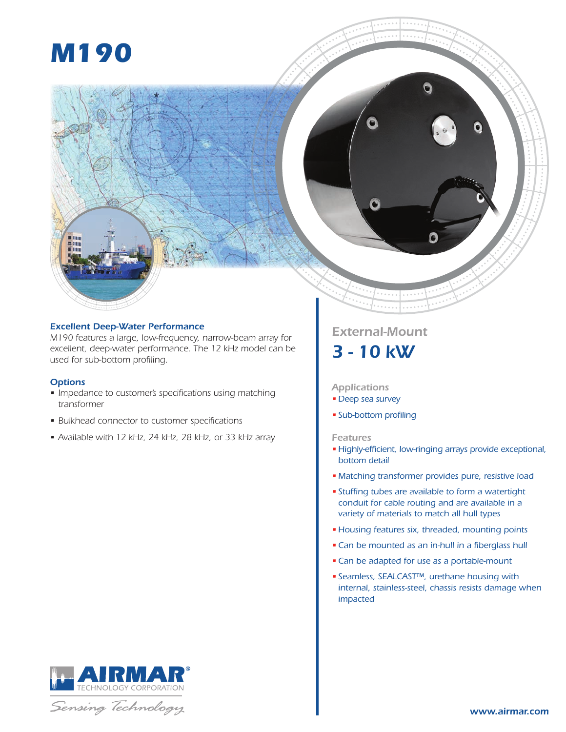# M190

### Excellent Deep-Water Performance

M190 features a large, low-frequency, narrow-beam array for excellent, deep-water performance. The 12 kHz model can be used for sub-bottom profiling.

### Options

- Impedance to customer's specifications using matching transformer
- Bulkhead connector to customer specifications
- Available with 12 kHz, 24 kHz, 28 kHz, or 33 kHz array

## External-Mount

## 3 - 10 kW

### Applications

- Deep sea survey
- Sub-bottom profiling

### Features

- Highly-efficient, low-ringing arrays provide exceptional, bottom detail
- Matching transformer provides pure, resistive load
- Stuffing tubes are available to form a watertight conduit for cable routing and are available in a variety of materials to match all hull types
- Housing features six, threaded, mounting points
- Can be mounted as an in-hull in a fiberglass hull
- Can be adapted for use as a portable-mount
- Seamless, SEALCAST™, urethane housing with internal, stainless-steel, chassis resists damage when impacted

AIRMAR® TECHNOLOGY CORPORATION

Sensing Technology

www.airmar.com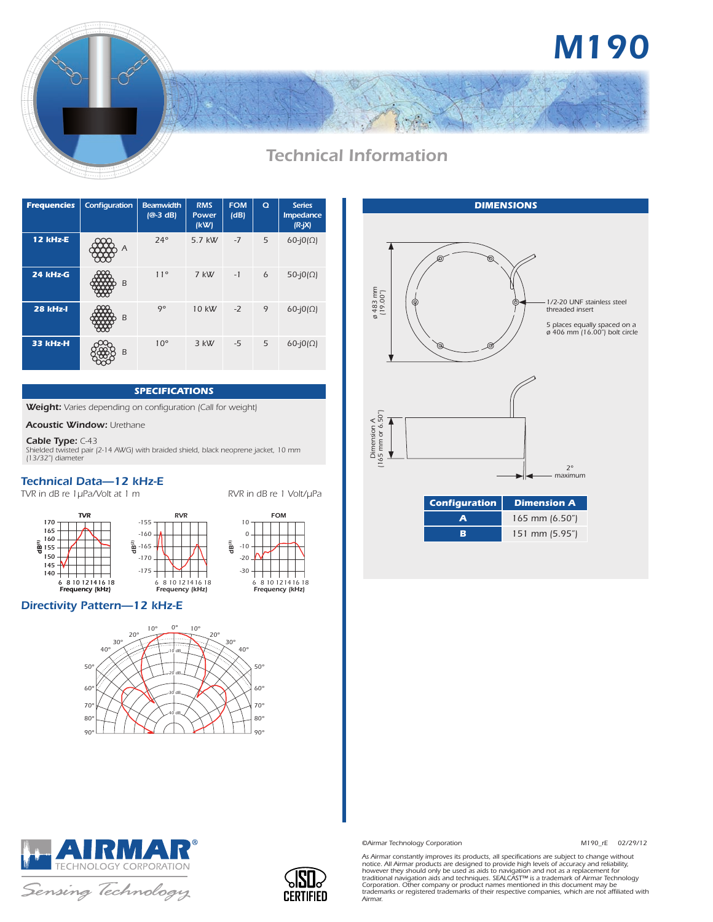# M190

## Technical Information

| Frequencies | Configuration | Beamwidth (@-3 dB) | RMS Power (kW) | FOM (dB) | Q | Series Impedance (R-jX) |
|---|---|---|---|---|---|---|
| 12 kHz-E | A | 24° | 5.7 kW | -7 | 5 | 60-j0(Ω) |
| 24 kHz-G | B | 11° | 7 kW | -1 | 6 | 50-j0(Ω) |
| 28 kHz-I | B | 9° | 10 kW | -2 | 9 | 60-j0(Ω) |
| 33 kHz-H | B | 10° | 3 kW | -5 | 5 | 60-j0(Ω) |

## SPECIFICATIONS

**Weight:** Varies depending on configuration (Call for weight)

**Acoustic Window:** Urethane

**Cable Type:** C-43
Shielded twisted pair (2-14 AWG) with braided shield, black neoprene jacket, 10 mm (13/32") diameter

### Technical Data—12 kHz-E

TVR in dB re 1µPa/Volt at 1 m

RVR in dB re 1 Volt/µPa

TVR
dB[1]
170
165
160
155
150
145
140
6 8 10 12 14 16 18
Frequency (kHz)

RVR
dB[2]
-155
-160
-165
-170
-175
6 8 10 12 14 16 18
Frequency (kHz)

FOM
dB[3]
10
0
-10
-20
-30
6 8 10 12 14 16 18
Frequency (kHz)

### Directivity Pattern—12 kHz-E

0°
10° 20° 30° 40° 50° 60° 70° 80° 90°
10 dB
20 dB
30 dB
40 dB

## DIMENSIONS

ø 483 mm (19.00")

1/2-20 UNF stainless steel threaded insert

5 places equally spaced on a ø 406 mm (16.00") bolt circle

Dimension A (165 mm or 6.50")

2° maximum

| Configuration | Dimension A |
|---|---|
| A | 165 mm (6.50") |
| B | 151 mm (5.95") |

AIRMAR® TECHNOLOGY CORPORATION

Sensing Technology

ISO CERTIFIED

©Airmar Technology Corporation

M190_rE 02/29/12

As Airmar constantly improves its products, all specifications are subject to change without notice. All Airmar products are designed to provide high levels of accuracy and reliability, however they should only be used as aids to navigation and not as a replacement for traditional navigation aids and techniques. SEALCAST™ is a trademark of Airmar Technology Corporation. Other company or product names mentioned in this document may be trademarks or registered trademarks of their respective companies, which are not affiliated with Airmar.